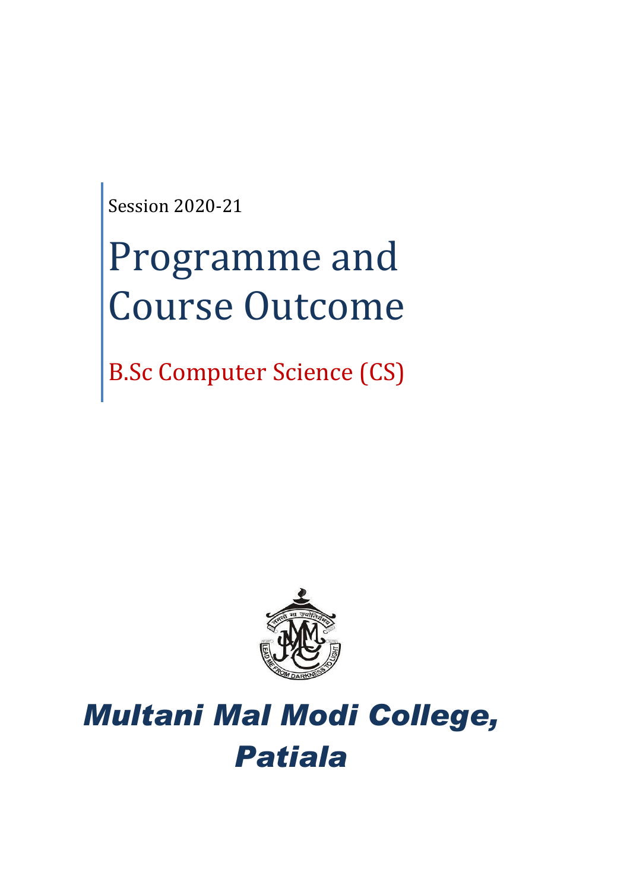Session 2020-21

# Programme and Course Outcome

## B.Sc Computer Science (CS)

***Multani Mal Modi College, Patiala***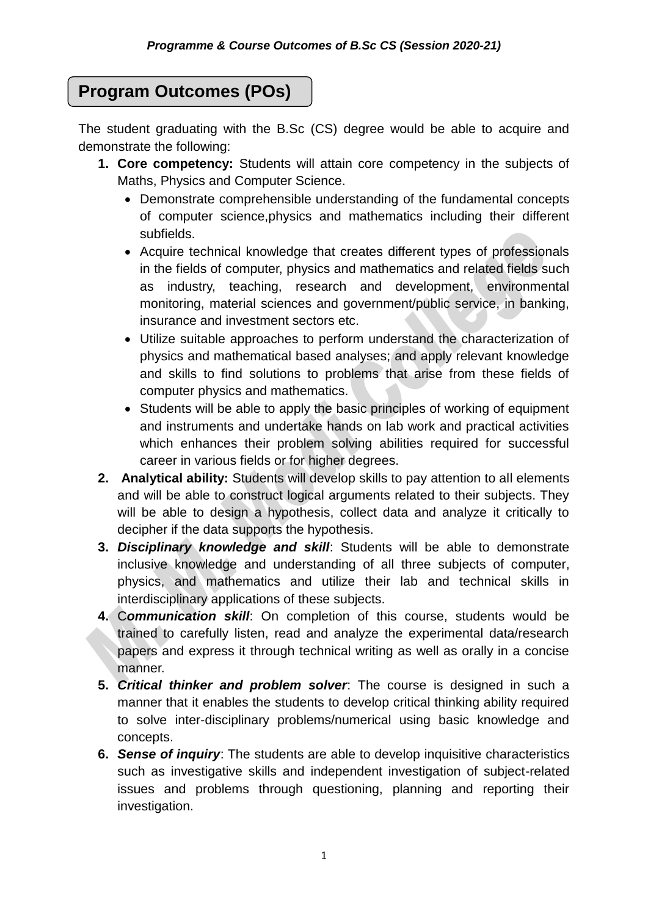## Program Outcomes (POs)

The student graduating with the B.Sc (CS) degree would be able to acquire and demonstrate the following:

1. **Core competency:** Students will attain core competency in the subjects of Maths, Physics and Computer Science.
   - Demonstrate comprehensible understanding of the fundamental concepts of computer science,physics and mathematics including their different subfields.
   - Acquire technical knowledge that creates different types of professionals in the fields of computer, physics and mathematics and related fields such as industry, teaching, research and development, environmental monitoring, material sciences and government/public service, in banking, insurance and investment sectors etc.
   - Utilize suitable approaches to perform understand the characterization of physics and mathematical based analyses; and apply relevant knowledge and skills to find solutions to problems that arise from these fields of computer physics and mathematics.
   - Students will be able to apply the basic principles of working of equipment and instruments and undertake hands on lab work and practical activities which enhances their problem solving abilities required for successful career in various fields or for higher degrees.
2. **Analytical ability:** Students will develop skills to pay attention to all elements and will be able to construct logical arguments related to their subjects. They will be able to design a hypothesis, collect data and analyze it critically to decipher if the data supports the hypothesis.
3. ***Disciplinary knowledge and skill***: Students will be able to demonstrate inclusive knowledge and understanding of all three subjects of computer, physics, and mathematics and utilize their lab and technical skills in interdisciplinary applications of these subjects.
4. **C*ommunication skill***: On completion of this course, students would be trained to carefully listen, read and analyze the experimental data/research papers and express it through technical writing as well as orally in a concise manner.
5. ***Critical thinker and problem solver***: The course is designed in such a manner that it enables the students to develop critical thinking ability required to solve inter-disciplinary problems/numerical using basic knowledge and concepts.
6. ***Sense of inquiry***: The students are able to develop inquisitive characteristics such as investigative skills and independent investigation of subject-related issues and problems through questioning, planning and reporting their investigation.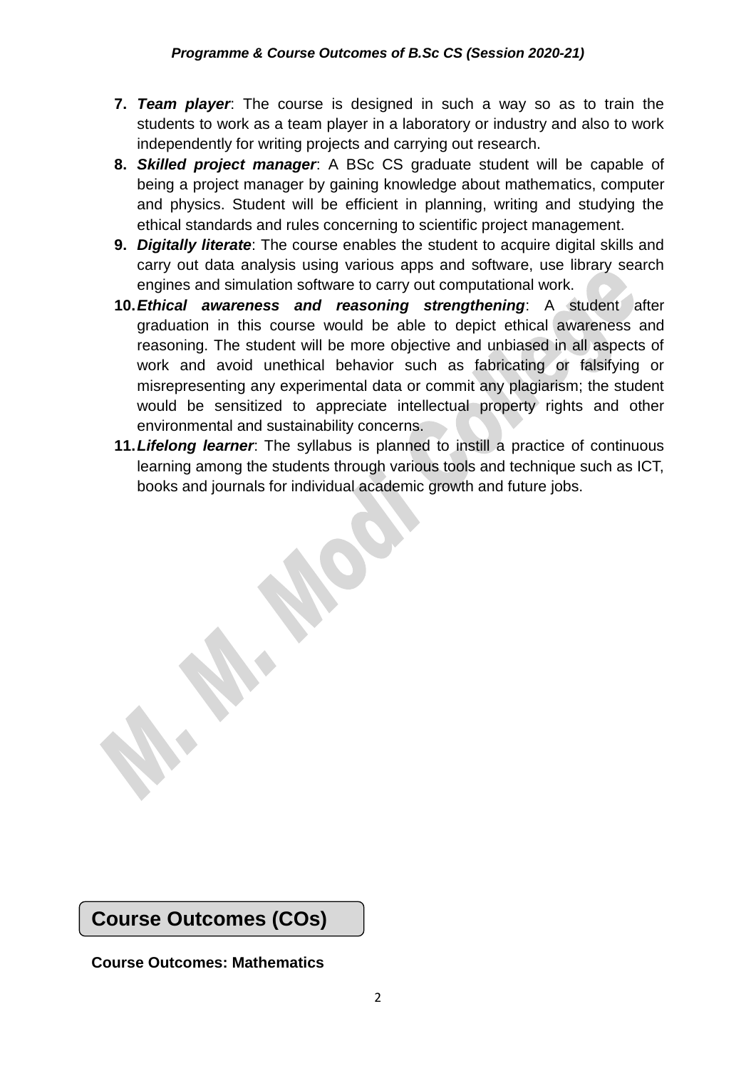7. ***Team player***: The course is designed in such a way so as to train the students to work as a team player in a laboratory or industry and also to work independently for writing projects and carrying out research.
8. ***Skilled project manager***: A BSc CS graduate student will be capable of being a project manager by gaining knowledge about mathematics, computer and physics. Student will be efficient in planning, writing and studying the ethical standards and rules concerning to scientific project management.
9. ***Digitally literate***: The course enables the student to acquire digital skills and carry out data analysis using various apps and software, use library search engines and simulation software to carry out computational work.
10. ***Ethical awareness and reasoning strengthening***: A student after graduation in this course would be able to depict ethical awareness and reasoning. The student will be more objective and unbiased in all aspects of work and avoid unethical behavior such as fabricating or falsifying or misrepresenting any experimental data or commit any plagiarism; the student would be sensitized to appreciate intellectual property rights and other environmental and sustainability concerns.
11. ***Lifelong learner***: The syllabus is planned to instill a practice of continuous learning among the students through various tools and technique such as ICT, books and journals for individual academic growth and future jobs.

## Course Outcomes (COs)

**Course Outcomes: Mathematics**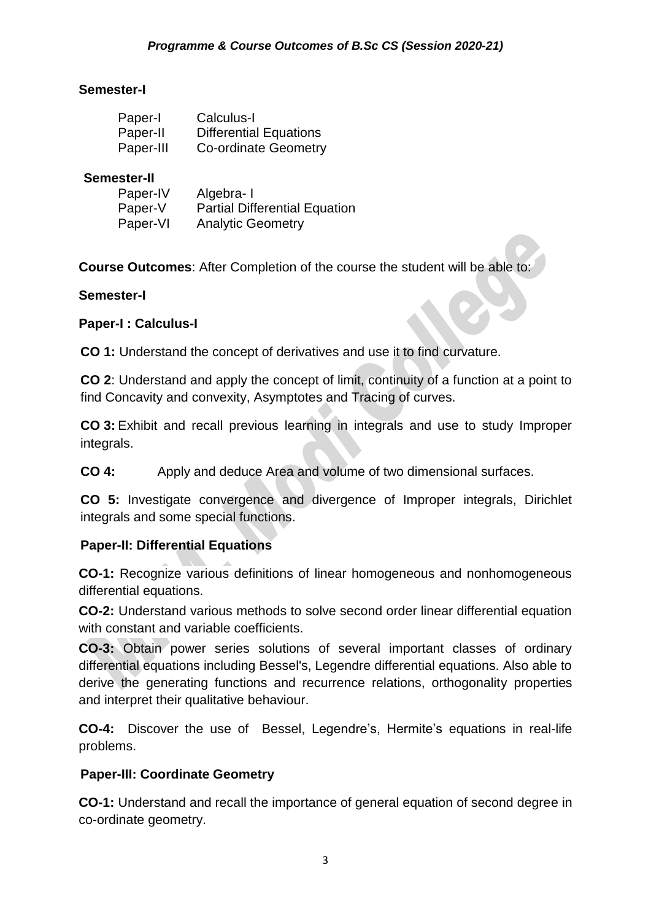*Programme & Course Outcomes of B.Sc CS (Session 2020-21)*

**Semester-I**

| | |
|---|---|
| Paper-I | Calculus-I |
| Paper-II | Differential Equations |
| Paper-III | Co-ordinate Geometry |

**Semester-II**

| | |
|---|---|
| Paper-IV | Algebra- I |
| Paper-V | Partial Differential Equation |
| Paper-VI | Analytic Geometry |

**Course Outcomes**: After Completion of the course the student will be able to:

**Semester-I**

**Paper-I : Calculus-I**

**CO 1:** Understand the concept of derivatives and use it to find curvature.

**CO 2**: Understand and apply the concept of limit, continuity of a function at a point to find Concavity and convexity, Asymptotes and Tracing of curves.

**CO 3:** Exhibit and recall previous learning in integrals and use to study Improper integrals.

**CO 4:** Apply and deduce Area and volume of two dimensional surfaces.

**CO 5:** Investigate convergence and divergence of Improper integrals, Dirichlet integrals and some special functions.

**Paper-II: Differential Equations**

**CO-1:** Recognize various definitions of linear homogeneous and nonhomogeneous differential equations.

**CO-2:** Understand various methods to solve second order linear differential equation with constant and variable coefficients.

**CO-3:** Obtain power series solutions of several important classes of ordinary differential equations including Bessel's, Legendre differential equations. Also able to derive the generating functions and recurrence relations, orthogonality properties and interpret their qualitative behaviour.

**CO-4:** Discover the use of Bessel, Legendre's, Hermite's equations in real-life problems.

**Paper-III: Coordinate Geometry**

**CO-1:** Understand and recall the importance of general equation of second degree in co-ordinate geometry.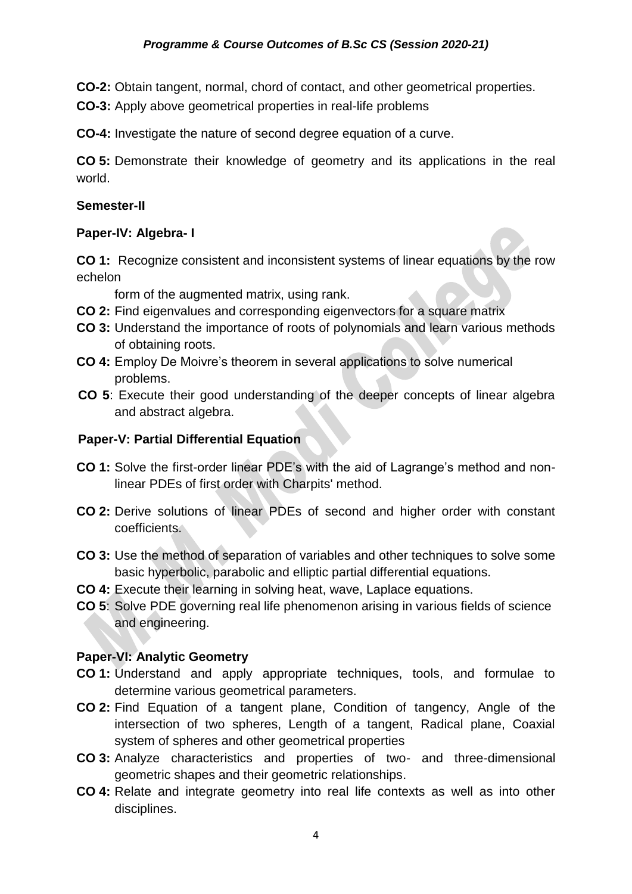**CO-2:** Obtain tangent, normal, chord of contact, and other geometrical properties.

**CO-3:** Apply above geometrical properties in real-life problems

**CO-4:** Investigate the nature of second degree equation of a curve.

**CO 5:** Demonstrate their knowledge of geometry and its applications in the real world.

**Semester-II**

**Paper-IV: Algebra- I**

**CO 1:** Recognize consistent and inconsistent systems of linear equations by the row echelon form of the augmented matrix, using rank.

**CO 2:** Find eigenvalues and corresponding eigenvectors for a square matrix

**CO 3:** Understand the importance of roots of polynomials and learn various methods of obtaining roots.

**CO 4:** Employ De Moivre's theorem in several applications to solve numerical problems.

**CO 5**: Execute their good understanding of the deeper concepts of linear algebra and abstract algebra.

**Paper-V: Partial Differential Equation**

**CO 1:** Solve the first-order linear PDE's with the aid of Lagrange's method and non-linear PDEs of first order with Charpits' method.

**CO 2:** Derive solutions of linear PDEs of second and higher order with constant coefficients.

**CO 3:** Use the method of separation of variables and other techniques to solve some basic hyperbolic, parabolic and elliptic partial differential equations.

**CO 4:** Execute their learning in solving heat, wave, Laplace equations.

**CO 5**: Solve PDE governing real life phenomenon arising in various fields of science and engineering.

**Paper-VI: Analytic Geometry**

**CO 1:** Understand and apply appropriate techniques, tools, and formulae to determine various geometrical parameters.

**CO 2:** Find Equation of a tangent plane, Condition of tangency, Angle of the intersection of two spheres, Length of a tangent, Radical plane, Coaxial system of spheres and other geometrical properties

**CO 3:** Analyze characteristics and properties of two- and three-dimensional geometric shapes and their geometric relationships.

**CO 4:** Relate and integrate geometry into real life contexts as well as into other disciplines.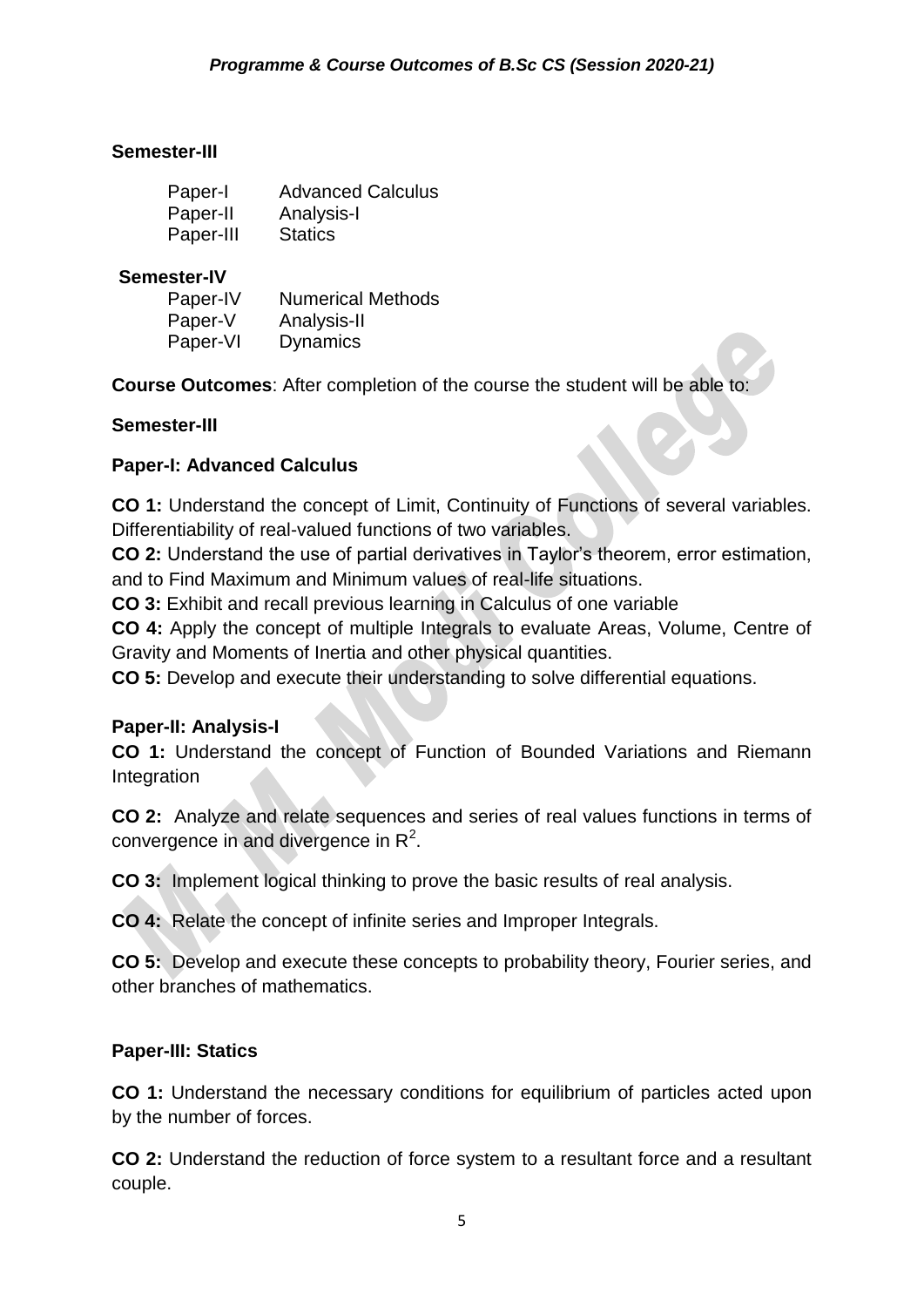**Semester-III**

| | |
|---|---|
| Paper-I | Advanced Calculus |
| Paper-II | Analysis-I |
| Paper-III | Statics |

**Semester-IV**

| | |
|---|---|
| Paper-IV | Numerical Methods |
| Paper-V | Analysis-II |
| Paper-VI | Dynamics |

**Course Outcomes**: After completion of the course the student will be able to:

**Semester-III**

**Paper-I: Advanced Calculus**

**CO 1:** Understand the concept of Limit, Continuity of Functions of several variables. Differentiability of real-valued functions of two variables.

**CO 2:** Understand the use of partial derivatives in Taylor's theorem, error estimation, and to Find Maximum and Minimum values of real-life situations.

**CO 3:** Exhibit and recall previous learning in Calculus of one variable

**CO 4:** Apply the concept of multiple Integrals to evaluate Areas, Volume, Centre of Gravity and Moments of Inertia and other physical quantities.

**CO 5:** Develop and execute their understanding to solve differential equations.

**Paper-II: Analysis-I**

**CO 1:** Understand the concept of Function of Bounded Variations and Riemann Integration

**CO 2:** Analyze and relate sequences and series of real values functions in terms of convergence in and divergence in $R^2$.

**CO 3:** Implement logical thinking to prove the basic results of real analysis.

**CO 4:** Relate the concept of infinite series and Improper Integrals.

**CO 5:** Develop and execute these concepts to probability theory, Fourier series, and other branches of mathematics.

**Paper-III: Statics**

**CO 1:** Understand the necessary conditions for equilibrium of particles acted upon by the number of forces.

**CO 2:** Understand the reduction of force system to a resultant force and a resultant couple.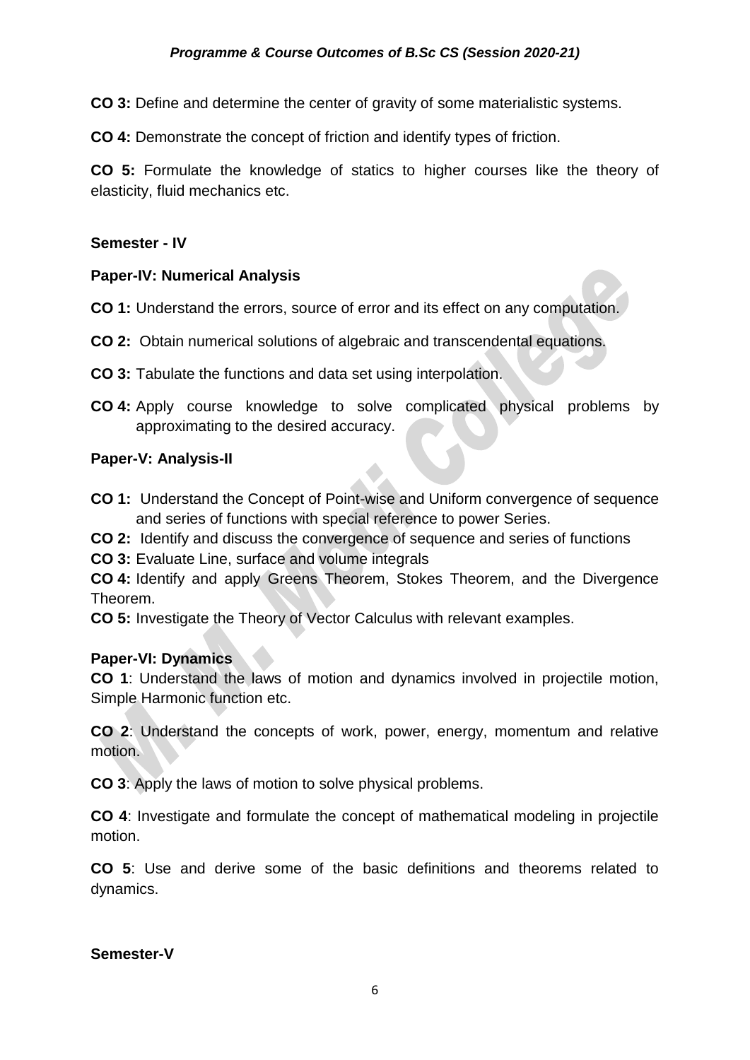**CO 3:** Define and determine the center of gravity of some materialistic systems.

**CO 4:** Demonstrate the concept of friction and identify types of friction.

**CO 5:** Formulate the knowledge of statics to higher courses like the theory of elasticity, fluid mechanics etc.

**Semester - IV**

**Paper-IV: Numerical Analysis**

**CO 1:** Understand the errors, source of error and its effect on any computation.

**CO 2:** Obtain numerical solutions of algebraic and transcendental equations.

**CO 3:** Tabulate the functions and data set using interpolation.

**CO 4:** Apply course knowledge to solve complicated physical problems by approximating to the desired accuracy.

**Paper-V: Analysis-II**

**CO 1:** Understand the Concept of Point-wise and Uniform convergence of sequence and series of functions with special reference to power Series.

**CO 2:** Identify and discuss the convergence of sequence and series of functions

**CO 3:** Evaluate Line, surface and volume integrals

**CO 4:** Identify and apply Greens Theorem, Stokes Theorem, and the Divergence Theorem.

**CO 5:** Investigate the Theory of Vector Calculus with relevant examples.

**Paper-VI: Dynamics**

**CO 1**: Understand the laws of motion and dynamics involved in projectile motion, Simple Harmonic function etc.

**CO 2**: Understand the concepts of work, power, energy, momentum and relative motion.

**CO 3**: Apply the laws of motion to solve physical problems.

**CO 4**: Investigate and formulate the concept of mathematical modeling in projectile motion.

**CO 5**: Use and derive some of the basic definitions and theorems related to dynamics.

**Semester-V**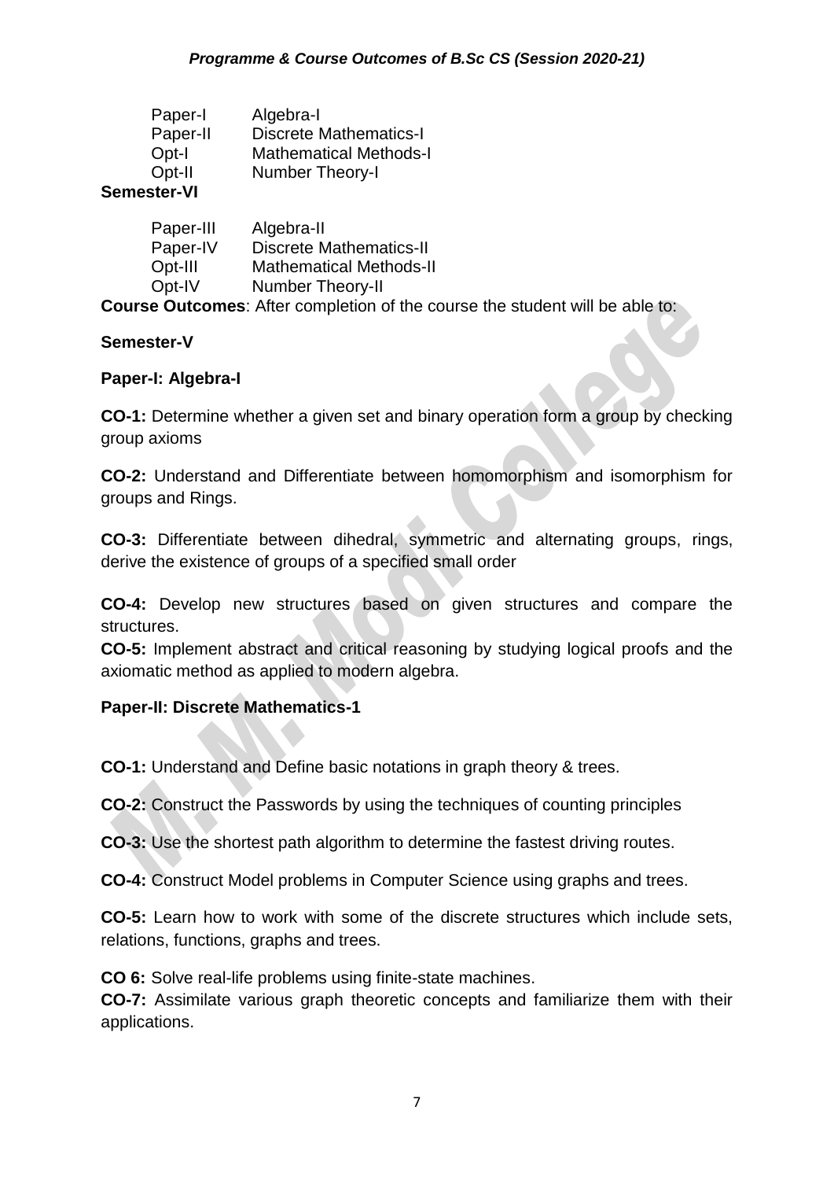| | |
|---|---|
| Paper-I | Algebra-I |
| Paper-II | Discrete Mathematics-I |
| Opt-I | Mathematical Methods-I |
| Opt-II | Number Theory-I |

**Semester-VI**

| | |
|---|---|
| Paper-III | Algebra-II |
| Paper-IV | Discrete Mathematics-II |
| Opt-III | Mathematical Methods-II |
| Opt-IV | Number Theory-II |

**Course Outcomes**: After completion of the course the student will be able to:

**Semester-V**

**Paper-I: Algebra-I**

**CO-1:** Determine whether a given set and binary operation form a group by checking group axioms

**CO-2:** Understand and Differentiate between homomorphism and isomorphism for groups and Rings.

**CO-3:** Differentiate between dihedral, symmetric and alternating groups, rings, derive the existence of groups of a specified small order

**CO-4:** Develop new structures based on given structures and compare the structures.

**CO-5:** Implement abstract and critical reasoning by studying logical proofs and the axiomatic method as applied to modern algebra.

**Paper-II: Discrete Mathematics-1**

**CO-1:** Understand and Define basic notations in graph theory & trees.

**CO-2:** Construct the Passwords by using the techniques of counting principles

**CO-3:** Use the shortest path algorithm to determine the fastest driving routes.

**CO-4:** Construct Model problems in Computer Science using graphs and trees.

**CO-5:** Learn how to work with some of the discrete structures which include sets, relations, functions, graphs and trees.

**CO 6:** Solve real-life problems using finite-state machines.

**CO-7:** Assimilate various graph theoretic concepts and familiarize them with their applications.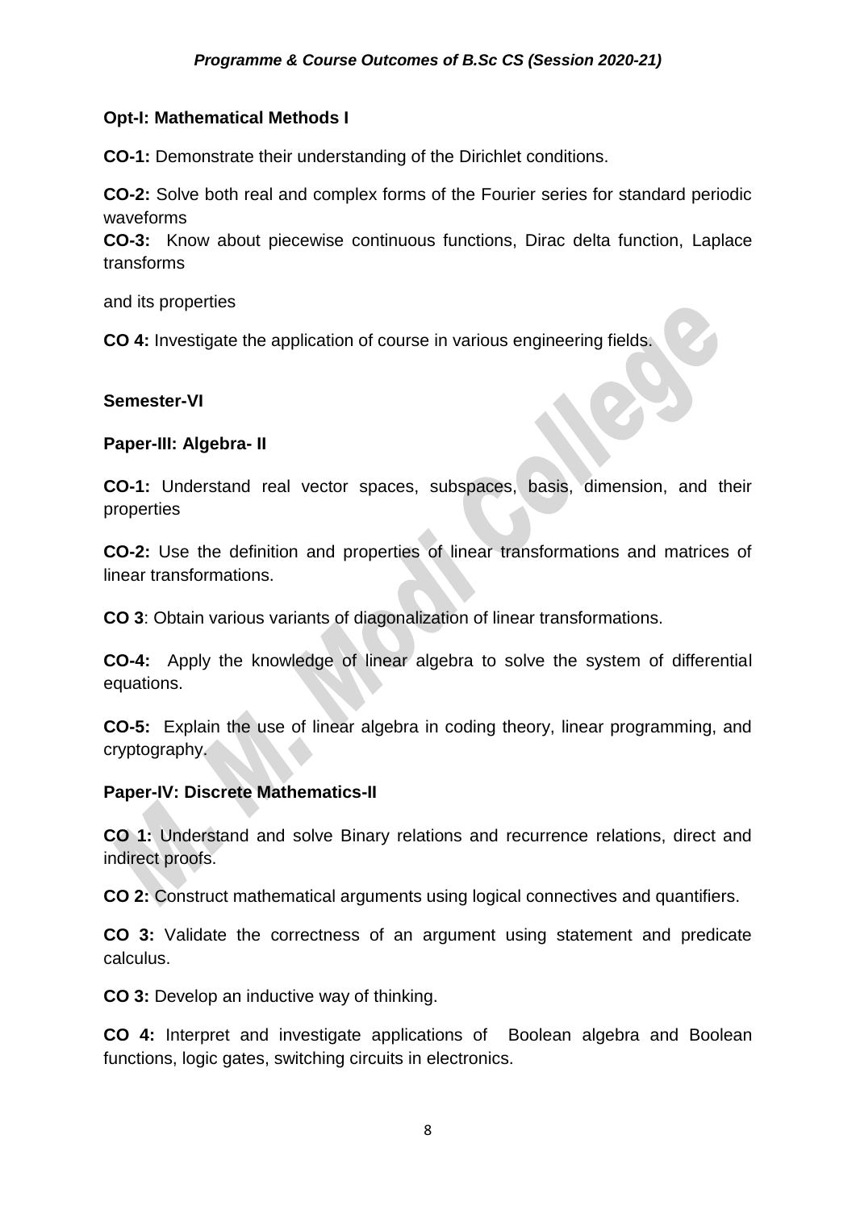**Opt-I: Mathematical Methods I**

**CO-1:** Demonstrate their understanding of the Dirichlet conditions.

**CO-2:** Solve both real and complex forms of the Fourier series for standard periodic waveforms

**CO-3:** Know about piecewise continuous functions, Dirac delta function, Laplace transforms

and its properties

**CO 4:** Investigate the application of course in various engineering fields.

**Semester-VI**

**Paper-III: Algebra- II**

**CO-1:** Understand real vector spaces, subspaces, basis, dimension, and their properties

**CO-2:** Use the definition and properties of linear transformations and matrices of linear transformations.

**CO 3**: Obtain various variants of diagonalization of linear transformations.

**CO-4:** Apply the knowledge of linear algebra to solve the system of differential equations.

**CO-5:** Explain the use of linear algebra in coding theory, linear programming, and cryptography.

**Paper-IV: Discrete Mathematics-II**

**CO 1:** Understand and solve Binary relations and recurrence relations, direct and indirect proofs.

**CO 2:** Construct mathematical arguments using logical connectives and quantifiers.

**CO 3:** Validate the correctness of an argument using statement and predicate calculus.

**CO 3:** Develop an inductive way of thinking.

**CO 4:** Interpret and investigate applications of Boolean algebra and Boolean functions, logic gates, switching circuits in electronics.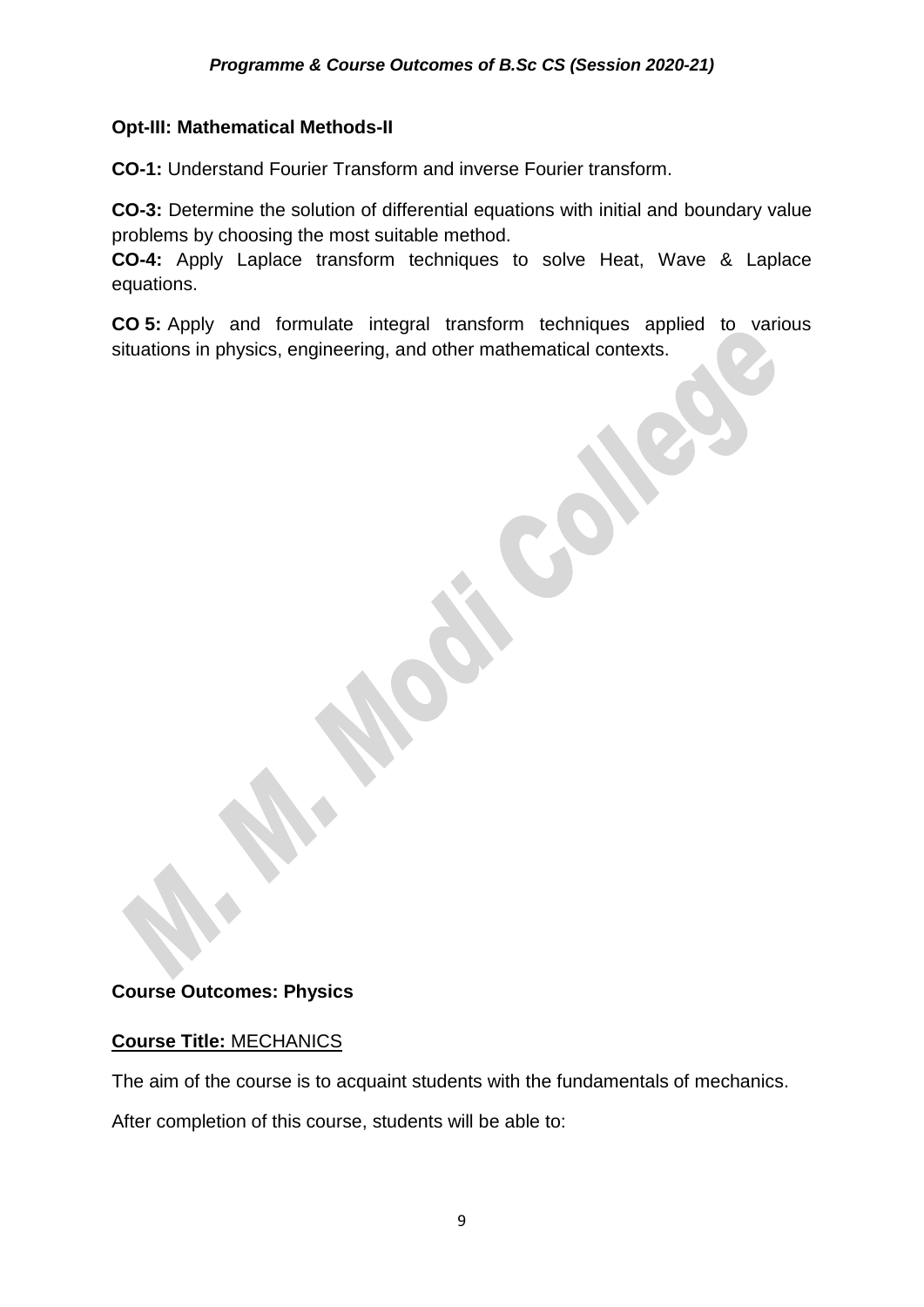**Opt-III: Mathematical Methods-II**

**CO-1:** Understand Fourier Transform and inverse Fourier transform.

**CO-3:** Determine the solution of differential equations with initial and boundary value problems by choosing the most suitable method.

**CO-4:** Apply Laplace transform techniques to solve Heat, Wave & Laplace equations.

**CO 5:** Apply and formulate integral transform techniques applied to various situations in physics, engineering, and other mathematical contexts.

**Course Outcomes: Physics**

**Course Title:** MECHANICS

The aim of the course is to acquaint students with the fundamentals of mechanics.

After completion of this course, students will be able to: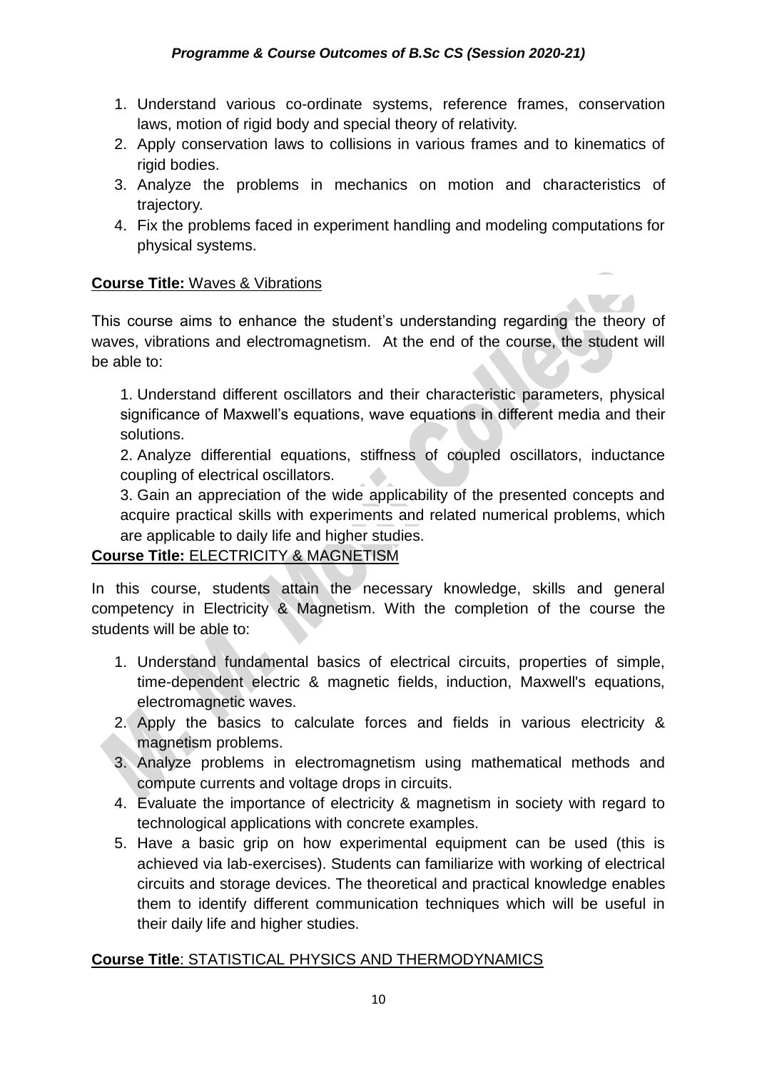1. Understand various co-ordinate systems, reference frames, conservation laws, motion of rigid body and special theory of relativity.
2. Apply conservation laws to collisions in various frames and to kinematics of rigid bodies.
3. Analyze the problems in mechanics on motion and characteristics of trajectory.
4. Fix the problems faced in experiment handling and modeling computations for physical systems.

**Course Title:** Waves & Vibrations

This course aims to enhance the student's understanding regarding the theory of waves, vibrations and electromagnetism. At the end of the course, the student will be able to:

1. Understand different oscillators and their characteristic parameters, physical significance of Maxwell's equations, wave equations in different media and their solutions.
2. Analyze differential equations, stiffness of coupled oscillators, inductance coupling of electrical oscillators.
3. Gain an appreciation of the wide applicability of the presented concepts and acquire practical skills with experiments and related numerical problems, which are applicable to daily life and higher studies.

**Course Title:** ELECTRICITY & MAGNETISM

In this course, students attain the necessary knowledge, skills and general competency in Electricity & Magnetism. With the completion of the course the students will be able to:

1. Understand fundamental basics of electrical circuits, properties of simple, time-dependent electric & magnetic fields, induction, Maxwell's equations, electromagnetic waves.
2. Apply the basics to calculate forces and fields in various electricity & magnetism problems.
3. Analyze problems in electromagnetism using mathematical methods and compute currents and voltage drops in circuits.
4. Evaluate the importance of electricity & magnetism in society with regard to technological applications with concrete examples.
5. Have a basic grip on how experimental equipment can be used (this is achieved via lab-exercises). Students can familiarize with working of electrical circuits and storage devices. The theoretical and practical knowledge enables them to identify different communication techniques which will be useful in their daily life and higher studies.

**Course Title**: STATISTICAL PHYSICS AND THERMODYNAMICS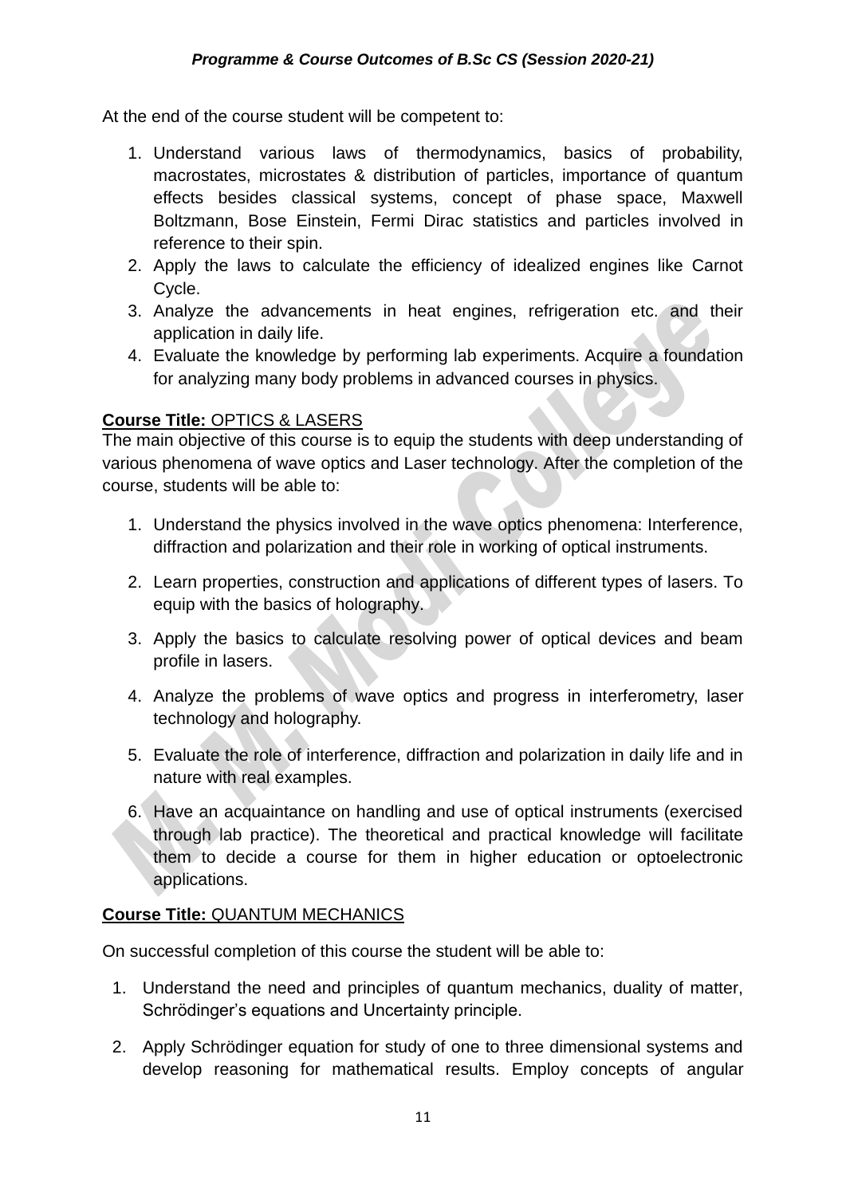At the end of the course student will be competent to:

1. Understand various laws of thermodynamics, basics of probability, macrostates, microstates & distribution of particles, importance of quantum effects besides classical systems, concept of phase space, Maxwell Boltzmann, Bose Einstein, Fermi Dirac statistics and particles involved in reference to their spin.
2. Apply the laws to calculate the efficiency of idealized engines like Carnot Cycle.
3. Analyze the advancements in heat engines, refrigeration etc. and their application in daily life.
4. Evaluate the knowledge by performing lab experiments. Acquire a foundation for analyzing many body problems in advanced courses in physics.

**Course Title:** OPTICS & LASERS

The main objective of this course is to equip the students with deep understanding of various phenomena of wave optics and Laser technology. After the completion of the course, students will be able to:

1. Understand the physics involved in the wave optics phenomena: Interference, diffraction and polarization and their role in working of optical instruments.
2. Learn properties, construction and applications of different types of lasers. To equip with the basics of holography.
3. Apply the basics to calculate resolving power of optical devices and beam profile in lasers.
4. Analyze the problems of wave optics and progress in interferometry, laser technology and holography.
5. Evaluate the role of interference, diffraction and polarization in daily life and in nature with real examples.
6. Have an acquaintance on handling and use of optical instruments (exercised through lab practice). The theoretical and practical knowledge will facilitate them to decide a course for them in higher education or optoelectronic applications.

**Course Title:** QUANTUM MECHANICS

On successful completion of this course the student will be able to:

1. Understand the need and principles of quantum mechanics, duality of matter, Schrödinger's equations and Uncertainty principle.
2. Apply Schrödinger equation for study of one to three dimensional systems and develop reasoning for mathematical results. Employ concepts of angular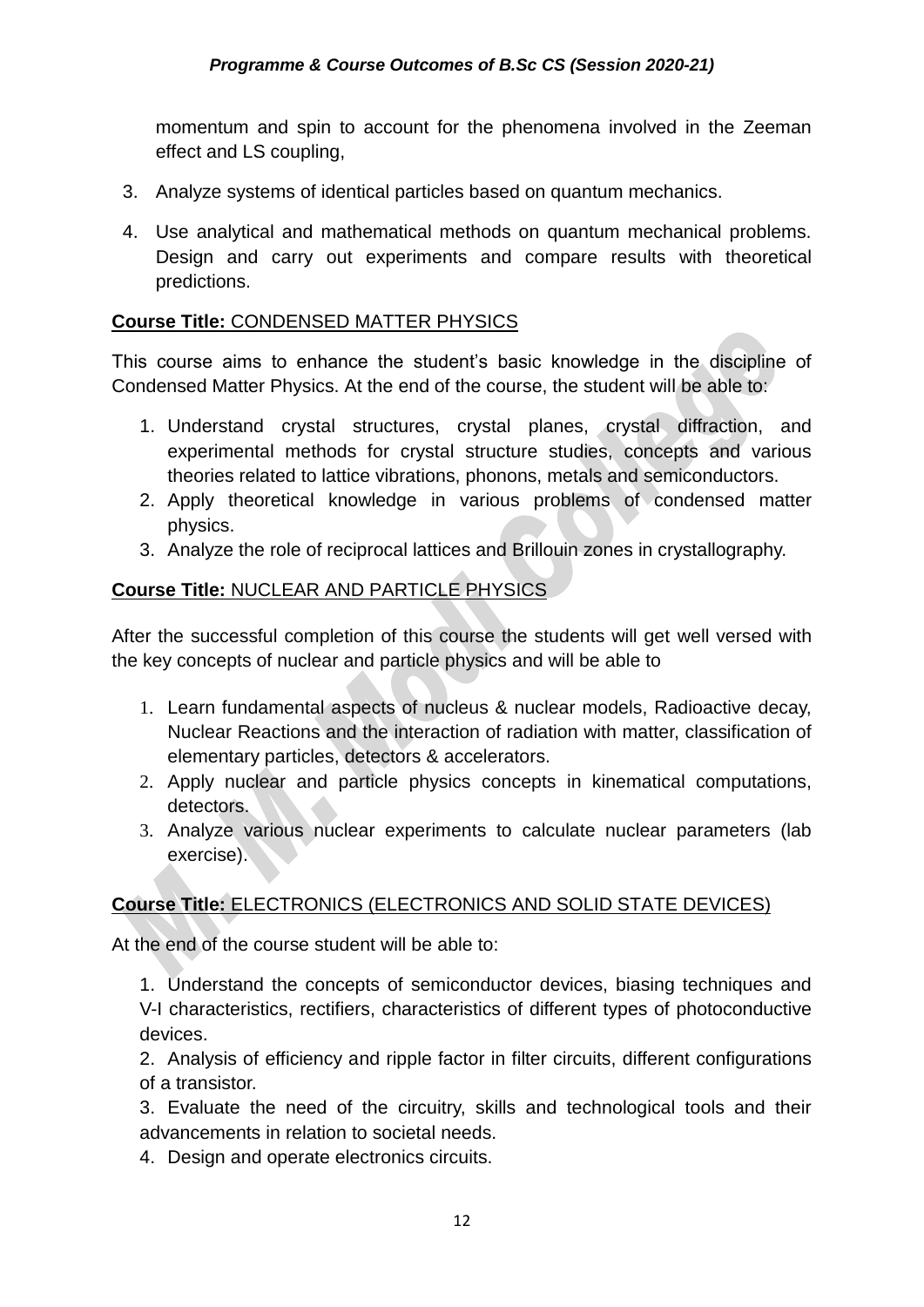momentum and spin to account for the phenomena involved in the Zeeman effect and LS coupling,

3. Analyze systems of identical particles based on quantum mechanics.
4. Use analytical and mathematical methods on quantum mechanical problems. Design and carry out experiments and compare results with theoretical predictions.

**Course Title:** CONDENSED MATTER PHYSICS

This course aims to enhance the student's basic knowledge in the discipline of Condensed Matter Physics. At the end of the course, the student will be able to:

1. Understand crystal structures, crystal planes, crystal diffraction, and experimental methods for crystal structure studies, concepts and various theories related to lattice vibrations, phonons, metals and semiconductors.
2. Apply theoretical knowledge in various problems of condensed matter physics.
3. Analyze the role of reciprocal lattices and Brillouin zones in crystallography.

**Course Title:** NUCLEAR AND PARTICLE PHYSICS

After the successful completion of this course the students will get well versed with the key concepts of nuclear and particle physics and will be able to

1. Learn fundamental aspects of nucleus & nuclear models, Radioactive decay, Nuclear Reactions and the interaction of radiation with matter, classification of elementary particles, detectors & accelerators.
2. Apply nuclear and particle physics concepts in kinematical computations, detectors.
3. Analyze various nuclear experiments to calculate nuclear parameters (lab exercise).

**Course Title:** ELECTRONICS (ELECTRONICS AND SOLID STATE DEVICES)

At the end of the course student will be able to:

1. Understand the concepts of semiconductor devices, biasing techniques and V-I characteristics, rectifiers, characteristics of different types of photoconductive devices.
2. Analysis of efficiency and ripple factor in filter circuits, different configurations of a transistor.
3. Evaluate the need of the circuitry, skills and technological tools and their advancements in relation to societal needs.
4. Design and operate electronics circuits.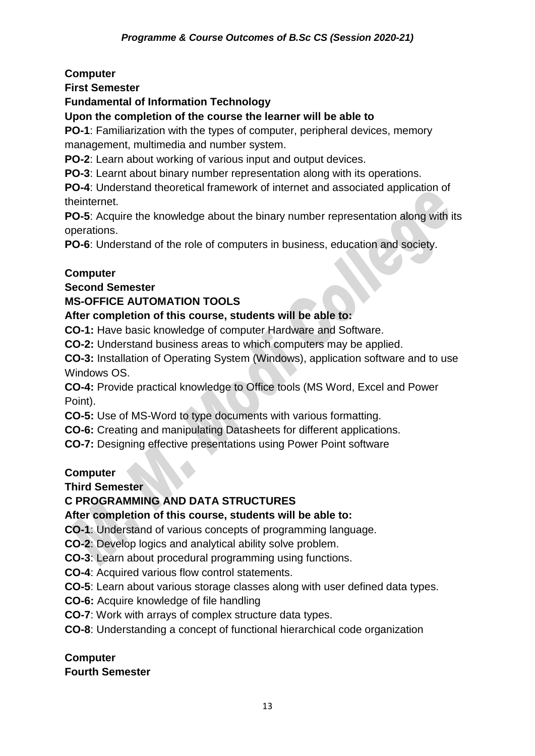**Computer**

**First Semester**

**Fundamental of Information Technology**

**Upon the completion of the course the learner will be able to**

**PO-1**: Familiarization with the types of computer, peripheral devices, memory management, multimedia and number system.

**PO-2**: Learn about working of various input and output devices.

**PO-3**: Learnt about binary number representation along with its operations.

**PO-4**: Understand theoretical framework of internet and associated application of theinternet.

**PO-5**: Acquire the knowledge about the binary number representation along with its operations.

**PO-6**: Understand of the role of computers in business, education and society.

**Computer**

**Second Semester**

**MS-OFFICE AUTOMATION TOOLS**

**After completion of this course, students will be able to:**

**CO-1:** Have basic knowledge of computer Hardware and Software.

**CO-2:** Understand business areas to which computers may be applied.

**CO-3:** Installation of Operating System (Windows), application software and to use Windows OS.

**CO-4:** Provide practical knowledge to Office tools (MS Word, Excel and Power Point).

**CO-5:** Use of MS-Word to type documents with various formatting.

**CO-6:** Creating and manipulating Datasheets for different applications.

**CO-7:** Designing effective presentations using Power Point software

**Computer**

**Third Semester**

**C PROGRAMMING AND DATA STRUCTURES**

**After completion of this course, students will be able to:**

**CO-1**: Understand of various concepts of programming language.

**CO-2**: Develop logics and analytical ability solve problem.

**CO-3**: Learn about procedural programming using functions.

**CO-4**: Acquired various flow control statements.

**CO-5**: Learn about various storage classes along with user defined data types.

**CO-6:** Acquire knowledge of file handling

**CO-7**: Work with arrays of complex structure data types.

**CO-8**: Understanding a concept of functional hierarchical code organization

**Computer**

**Fourth Semester**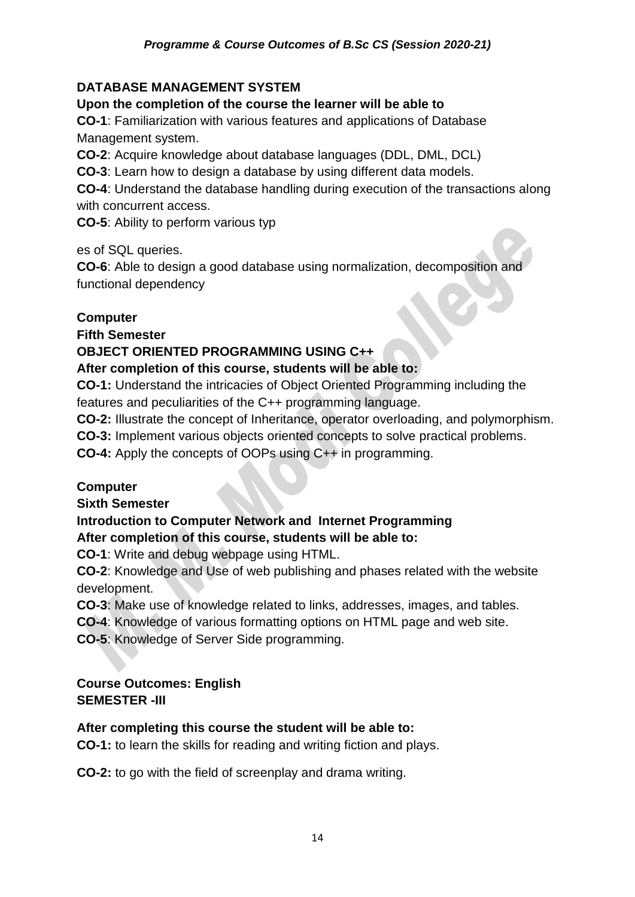**DATABASE MANAGEMENT SYSTEM**

**Upon the completion of the course the learner will be able to**

**CO-1**: Familiarization with various features and applications of Database Management system.

**CO-2**: Acquire knowledge about database languages (DDL, DML, DCL)

**CO-3**: Learn how to design a database by using different data models.

**CO-4**: Understand the database handling during execution of the transactions along with concurrent access.

**CO-5**: Ability to perform various typ

es of SQL queries.

**CO-6**: Able to design a good database using normalization, decomposition and functional dependency

**Computer**

**Fifth Semester**

**OBJECT ORIENTED PROGRAMMING USING C++**

**After completion of this course, students will be able to:**

**CO-1:** Understand the intricacies of Object Oriented Programming including the features and peculiarities of the C++ programming language.

**CO-2:** Illustrate the concept of Inheritance, operator overloading, and polymorphism.

**CO-3:** Implement various objects oriented concepts to solve practical problems.

**CO-4:** Apply the concepts of OOPs using C++ in programming.

**Computer**

**Sixth Semester**

**Introduction to Computer Network and Internet Programming**

**After completion of this course, students will be able to:**

**CO-1**: Write and debug webpage using HTML.

**CO-2**: Knowledge and Use of web publishing and phases related with the website development.

**CO-3**: Make use of knowledge related to links, addresses, images, and tables.

**CO-4**: Knowledge of various formatting options on HTML page and web site.

**CO-5**: Knowledge of Server Side programming.

**Course Outcomes: English**

**SEMESTER -III**

**After completing this course the student will be able to:**

**CO-1:** to learn the skills for reading and writing fiction and plays.

**CO-2:** to go with the field of screenplay and drama writing.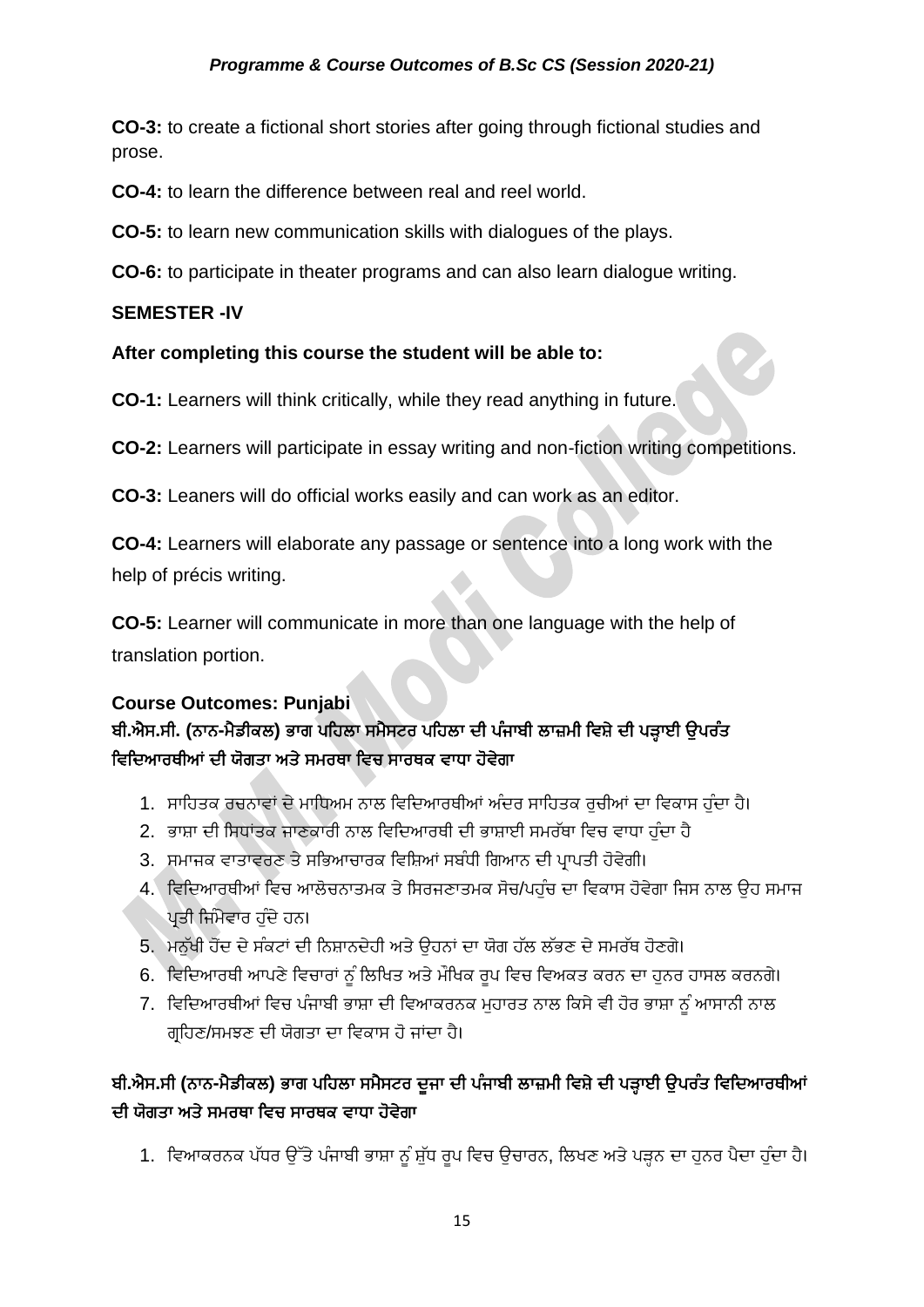**CO-3:** to create a fictional short stories after going through fictional studies and prose.

**CO-4:** to learn the difference between real and reel world.

**CO-5:** to learn new communication skills with dialogues of the plays.

**CO-6:** to participate in theater programs and can also learn dialogue writing.

**SEMESTER -IV**

**After completing this course the student will be able to:**

**CO-1:** Learners will think critically, while they read anything in future.

**CO-2:** Learners will participate in essay writing and non-fiction writing competitions.

**CO-3:** Leaners will do official works easily and can work as an editor.

**CO-4:** Learners will elaborate any passage or sentence into a long work with the help of précis writing.

**CO-5:** Learner will communicate in more than one language with the help of translation portion.

**Course Outcomes: Punjabi**

**ਬੀ.ਐਸ.ਸੀ. (ਨਾਨ-ਮੈਡੀਕਲ) ਭਾਗ ਪਹਿਲਾ ਸਮੈਸਟਰ ਪਹਿਲਾ ਦੀ ਪੰਜਾਬੀ ਲਾਜ਼ਮੀ ਵਿਸ਼ੇ ਦੀ ਪੜ੍ਹਾਈ ਉਪਰੰਤ ਵਿਦਿਆਰਥੀਆਂ ਦੀ ਯੋਗਤਾ ਅਤੇ ਸਮਰਥਾ ਵਿਚ ਸਾਰਥਕ ਵਾਧਾ ਹੋਵੇਗਾ**

1. ਸਾਹਿਤਕ ਰਚਨਾਵਾਂ ਦੇ ਮਾਧਿਅਮ ਨਾਲ ਵਿਦਿਆਰਥੀਆਂ ਅੰਦਰ ਸਾਹਿਤਕ ਰੁਚੀਆਂ ਦਾ ਵਿਕਾਸ ਹੁੰਦਾ ਹੈ।
2. ਭਾਸ਼ਾ ਦੀ ਸਿਧਾਂਤਕ ਜਾਣਕਾਰੀ ਨਾਲ ਵਿਦਿਆਰਥੀ ਦੀ ਭਾਸ਼ਾਈ ਸਮਰੱਥਾ ਵਿਚ ਵਾਧਾ ਹੁੰਦਾ ਹੈ
3. ਸਮਾਜਕ ਵਾਤਾਵਰਣ ਤੇ ਸਭਿਆਚਾਰਕ ਵਿਸ਼ਿਆਂ ਸਬੰਧੀ ਗਿਆਨ ਦੀ ਪ੍ਰਾਪਤੀ ਹੋਵੇਗੀ।
4. ਵਿਦਿਆਰਥੀਆਂ ਵਿਚ ਆਲੋਚਨਾਤਮਕ ਤੇ ਸਿਰਜਣਾਤਮਕ ਸੋਚ/ਪਹੁੰਚ ਦਾ ਵਿਕਾਸ ਹੋਵੇਗਾ ਜਿਸ ਨਾਲ ਉਹ ਸਮਾਜ ਪ੍ਰਤੀ ਜਿੰਮੇਵਾਰ ਹੁੰਦੇ ਹਨ।
5. ਮਨੁੱਖੀ ਹੋਂਦ ਦੇ ਸੰਕਟਾਂ ਦੀ ਨਿਸ਼ਾਨਦੇਹੀ ਅਤੇ ਉਹਨਾਂ ਦਾ ਯੋਗ ਹੱਲ ਲੱਭਣ ਦੇ ਸਮਰੱਥ ਹੋਣਗੇ।
6. ਵਿਦਿਆਰਥੀ ਆਪਣੇ ਵਿਚਾਰਾਂ ਨੂੰ ਲਿਖਿਤ ਅਤੇ ਮੌਖਿਕ ਰੂਪ ਵਿਚ ਵਿਅਕਤ ਕਰਨ ਦਾ ਹੁਨਰ ਹਾਸਲ ਕਰਨਗੇ।
7. ਵਿਦਿਆਰਥੀਆਂ ਵਿਚ ਪੰਜਾਬੀ ਭਾਸ਼ਾ ਦੀ ਵਿਆਕਰਨਕ ਮੁਹਾਰਤ ਨਾਲ ਕਿਸੇ ਵੀ ਹੋਰ ਭਾਸ਼ਾ ਨੂੰ ਆਸਾਨੀ ਨਾਲ ਗ੍ਰਹਿਣ/ਸਮਝਣ ਦੀ ਯੋਗਤਾ ਦਾ ਵਿਕਾਸ ਹੋ ਜਾਂਦਾ ਹੈ।

**ਬੀ.ਐਸ.ਸੀ (ਨਾਨ-ਮੈਡੀਕਲ) ਭਾਗ ਪਹਿਲਾ ਸਮੈਸਟਰ ਦੂਜਾ ਦੀ ਪੰਜਾਬੀ ਲਾਜ਼ਮੀ ਵਿਸ਼ੇ ਦੀ ਪੜ੍ਹਾਈ ਉਪਰੰਤ ਵਿਦਿਆਰਥੀਆਂ ਦੀ ਯੋਗਤਾ ਅਤੇ ਸਮਰਥਾ ਵਿਚ ਸਾਰਥਕ ਵਾਧਾ ਹੋਵੇਗਾ**

1. ਵਿਆਕਰਨਕ ਪੱਧਰ ਉੱਤੇ ਪੰਜਾਬੀ ਭਾਸ਼ਾ ਨੂੰ ਸ਼ੁੱਧ ਰੂਪ ਵਿਚ ਉਚਾਰਨ, ਲਿਖਣ ਅਤੇ ਪੜ੍ਹਨ ਦਾ ਹੁਨਰ ਪੈਦਾ ਹੁੰਦਾ ਹੈ।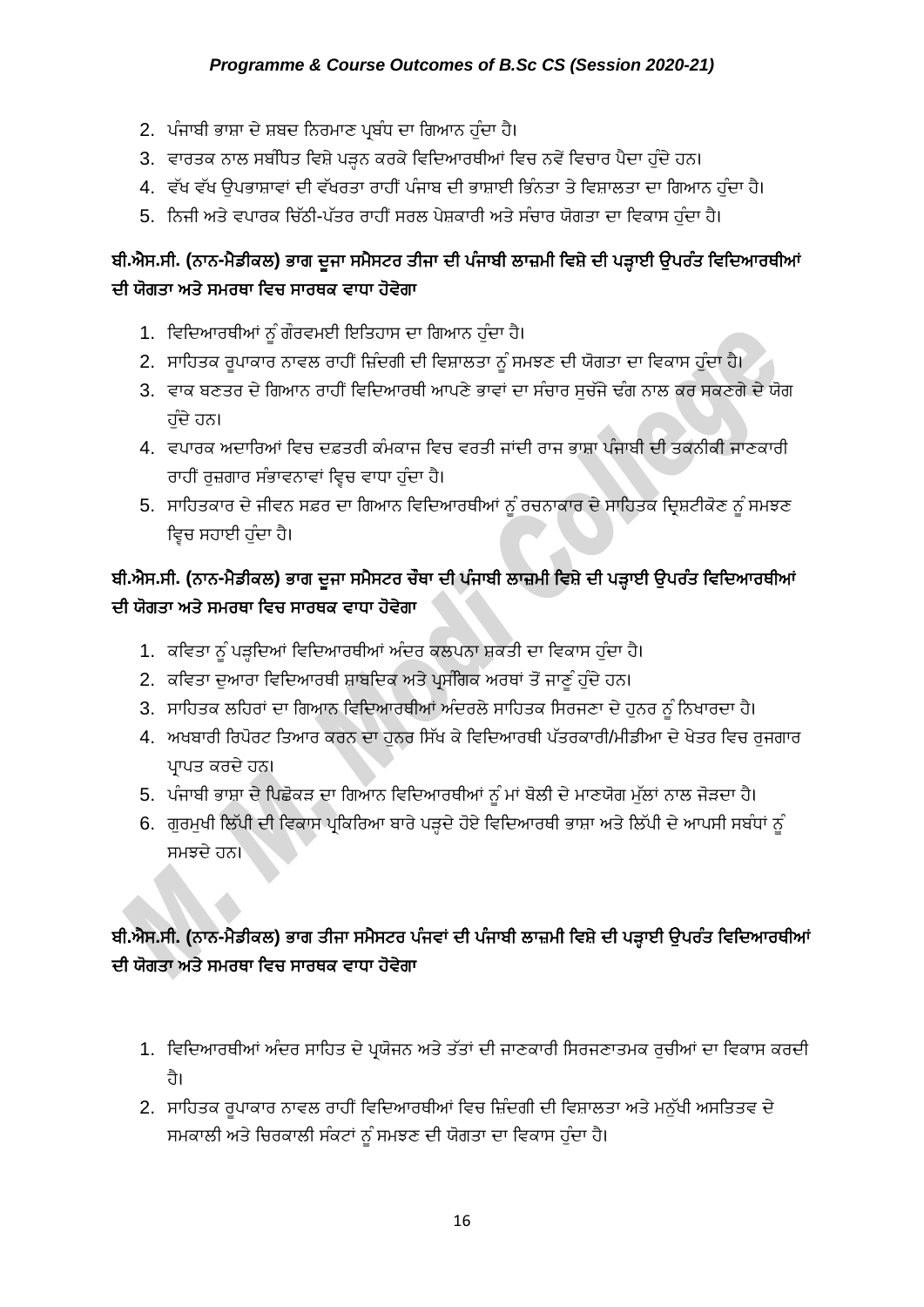2. ਪੰਜਾਬੀ ਭਾਸ਼ਾ ਦੇ ਸ਼ਬਦ ਨਿਰਮਾਣ ਪ੍ਰਬੰਧ ਦਾ ਗਿਆਨ ਹੁੰਦਾ ਹੈ।
3. ਵਾਰਤਕ ਨਾਲ ਸਬੰਧਿਤ ਵਿਸ਼ੇ ਪੜ੍ਹਨ ਕਰਕੇ ਵਿਦਿਆਰਥੀਆਂ ਵਿਚ ਨਵੇਂ ਵਿਚਾਰ ਪੈਦਾ ਹੁੰਦੇ ਹਨ।
4. ਵੱਖ ਵੱਖ ਉਪਭਾਸ਼ਾਵਾਂ ਦੀ ਵੱਖਰਤਾ ਰਾਹੀਂ ਪੰਜਾਬ ਦੀ ਭਾਸ਼ਾਈ ਭਿੰਨਤਾ ਤੇ ਵਿਸ਼ਾਲਤਾ ਦਾ ਗਿਆਨ ਹੁੰਦਾ ਹੈ।
5. ਨਿਜੀ ਅਤੇ ਵਪਾਰਕ ਚਿੱਠੀ-ਪੱਤਰ ਰਾਹੀਂ ਸਰਲ ਪੇਸ਼ਕਾਰੀ ਅਤੇ ਸੰਚਾਰ ਯੋਗਤਾ ਦਾ ਵਿਕਾਸ ਹੁੰਦਾ ਹੈ।

**ਬੀ.ਐਸ.ਸੀ. (ਨਾਨ-ਮੈਡੀਕਲ) ਭਾਗ ਦੂਜਾ ਸਮੈਸਟਰ ਤੀਜਾ ਦੀ ਪੰਜਾਬੀ ਲਾਜ਼ਮੀ ਵਿਸ਼ੇ ਦੀ ਪੜ੍ਹਾਈ ਉਪਰੰਤ ਵਿਦਿਆਰਥੀਆਂ ਦੀ ਯੋਗਤਾ ਅਤੇ ਸਮਰਥਾ ਵਿਚ ਸਾਰਥਕ ਵਾਧਾ ਹੋਵੇਗਾ**

1. ਵਿਦਿਆਰਥੀਆਂ ਨੂੰ ਗੌਰਵਮਈ ਇਤਿਹਾਸ ਦਾ ਗਿਆਨ ਹੁੰਦਾ ਹੈ।
2. ਸਾਹਿਤਕ ਰੂਪਾਕਾਰ ਨਾਵਲ ਰਾਹੀਂ ਜ਼ਿੰਦਗੀ ਦੀ ਵਿਸ਼ਾਲਤਾ ਨੂੰ ਸਮਝਣ ਦੀ ਯੋਗਤਾ ਦਾ ਵਿਕਾਸ ਹੁੰਦਾ ਹੈ।
3. ਵਾਕ ਬਣਤਰ ਦੇ ਗਿਆਨ ਰਾਹੀਂ ਵਿਦਿਆਰਥੀ ਆਪਣੇ ਭਾਵਾਂ ਦਾ ਸੰਚਾਰ ਸੁਚੱਜੇ ਢੰਗ ਨਾਲ ਕਰ ਸਕਣਗੇ ਦੇ ਯੋਗ ਹੁੰਦੇ ਹਨ।
4. ਵਪਾਰਕ ਅਦਾਰਿਆਂ ਵਿਚ ਦਫਤਰੀ ਕੰਮਕਾਜ ਵਿਚ ਵਰਤੀ ਜਾਂਦੀ ਰਾਜ ਭਾਸ਼ਾ ਪੰਜਾਬੀ ਦੀ ਤਕਨੀਕੀ ਜਾਣਕਾਰੀ ਰਾਹੀਂ ਰੁਜ਼ਗਾਰ ਸੰਭਾਵਨਾਵਾਂ ਵ੍ਵਿਚ ਵਾਧਾ ਹੁੰਦਾ ਹੈ।
5. ਸਾਹਿਤਕਾਰ ਦੇ ਜੀਵਨ ਸਫ਼ਰ ਦਾ ਗਿਆਨ ਵਿਦਿਆਰਥੀਆਂ ਨੂੰ ਰਚਨਾਕਾਰ ਦੇ ਸਾਹਿਤਕ ਦ੍ਰਿਸ਼ਟੀਕੋਣ ਨੂੰ ਸਮਝਣ ਵ੍ਵਿਚ ਸਹਾਈ ਹੁੰਦਾ ਹੈ।

**ਬੀ.ਐਸ.ਸੀ. (ਨਾਨ-ਮੈਡੀਕਲ) ਭਾਗ ਦੂਜਾ ਸਮੈਸਟਰ ਚੌਥਾ ਦੀ ਪੰਜਾਬੀ ਲਾਜ਼ਮੀ ਵਿਸ਼ੇ ਦੀ ਪੜ੍ਹਾਈ ਉਪਰੰਤ ਵਿਦਿਆਰਥੀਆਂ ਦੀ ਯੋਗਤਾ ਅਤੇ ਸਮਰਥਾ ਵਿਚ ਸਾਰਥਕ ਵਾਧਾ ਹੋਵੇਗਾ**

1. ਕਵਿਤਾ ਨੂੰ ਪੜ੍ਹਦਿਆਂ ਵਿਦਿਆਰਥੀਆਂ ਅੰਦਰ ਕਲਪਨਾ ਸ਼ਕਤੀ ਦਾ ਵਿਕਾਸ ਹੁੰਦਾ ਹੈ।
2. ਕਵਿਤਾ ਦੁਆਰਾ ਵਿਦਿਆਰਥੀ ਸ਼ਾਬਦਿਕ ਅਤੇ ਪ੍ਰਸੰਗਿਕ ਅਰਥਾਂ ਤੋਂ ਜਾਣੂੰ ਹੁੰਦੇ ਹਨ।
3. ਸਾਹਿਤਕ ਲਹਿਰਾਂ ਦਾ ਗਿਆਨ ਵਿਦਿਆਰਥੀਆਂ ਅੰਦਰਲੇ ਸਾਹਿਤਕ ਸਿਰਜਣਾ ਦੇ ਹੁਨਰ ਨੂੰ ਨਿਖਾਰਦਾ ਹੈ।
4. ਅਖ਼ਬਾਰੀ ਰਿਪੋਰਟ ਤਿਆਰ ਕਰਨ ਦਾ ਹੁਨਰ ਸਿੱਖ ਕੇ ਵਿਦਿਆਰਥੀ ਪੱਤਰਕਾਰੀ/ਮੀਡੀਆ ਦੇ ਖੇਤਰ ਵਿਚ ਰੁਜਗਾਰ ਪ੍ਰਾਪਤ ਕਰਦੇ ਹਨ।
5. ਪੰਜਾਬੀ ਭਾਸ਼ਾ ਦੇ ਪਿਛੋਕੜ ਦਾ ਗਿਆਨ ਵਿਦਿਆਰਥੀਆਂ ਨੂੰ ਮਾਂ ਬੋਲੀ ਦੇ ਮਾਣਯੋਗ ਮੁੱਲਾਂ ਨਾਲ ਜੋੜਦਾ ਹੈ।
6. ਗੁਰਮੁਖੀ ਲਿੱਪੀ ਦੀ ਵਿਕਾਸ ਪ੍ਰਕਿਰਿਆ ਬਾਰੇ ਪੜ੍ਹਦੇ ਹੋਏ ਵਿਦਿਆਰਥੀ ਭਾਸ਼ਾ ਅਤੇ ਲਿੱਪੀ ਦੇ ਆਪਸੀ ਸਬੰਧਾਂ ਨੂੰ ਸਮਝਦੇ ਹਨ।

**ਬੀ.ਐਸ.ਸੀ. (ਨਾਨ-ਮੈਡੀਕਲ) ਭਾਗ ਤੀਜਾ ਸਮੈਸਟਰ ਪੰਜਵਾਂ ਦੀ ਪੰਜਾਬੀ ਲਾਜ਼ਮੀ ਵਿਸ਼ੇ ਦੀ ਪੜ੍ਹਾਈ ਉਪਰੰਤ ਵਿਦਿਆਰਥੀਆਂ ਦੀ ਯੋਗਤਾ ਅਤੇ ਸਮਰਥਾ ਵਿਚ ਸਾਰਥਕ ਵਾਧਾ ਹੋਵੇਗਾ**

1. ਵਿਦਿਆਰਥੀਆਂ ਅੰਦਰ ਸਾਹਿਤ ਦੇ ਪ੍ਰਯੋਜਨ ਅਤੇ ਤੱਤਾਂ ਦੀ ਜਾਣਕਾਰੀ ਸਿਰਜਣਾਤਮਕ ਰੁਚੀਆਂ ਦਾ ਵਿਕਾਸ ਕਰਦੀ ਹੈ।
2. ਸਾਹਿਤਕ ਰੂਪਾਕਾਰ ਨਾਵਲ ਰਾਹੀਂ ਵਿਦਿਆਰਥੀਆਂ ਵਿਚ ਜ਼ਿੰਦਗੀ ਦੀ ਵਿਸ਼ਾਲਤਾ ਅਤੇ ਮਨੁੱਖੀ ਅਸਤਿਤਵ ਦੇ ਸਮਕਾਲੀ ਅਤੇ ਚਿਰਕਾਲੀ ਸੰਕਟਾਂ ਨੂੰ ਸਮਝਣ ਦੀ ਯੋਗਤਾ ਦਾ ਵਿਕਾਸ ਹੁੰਦਾ ਹੈ।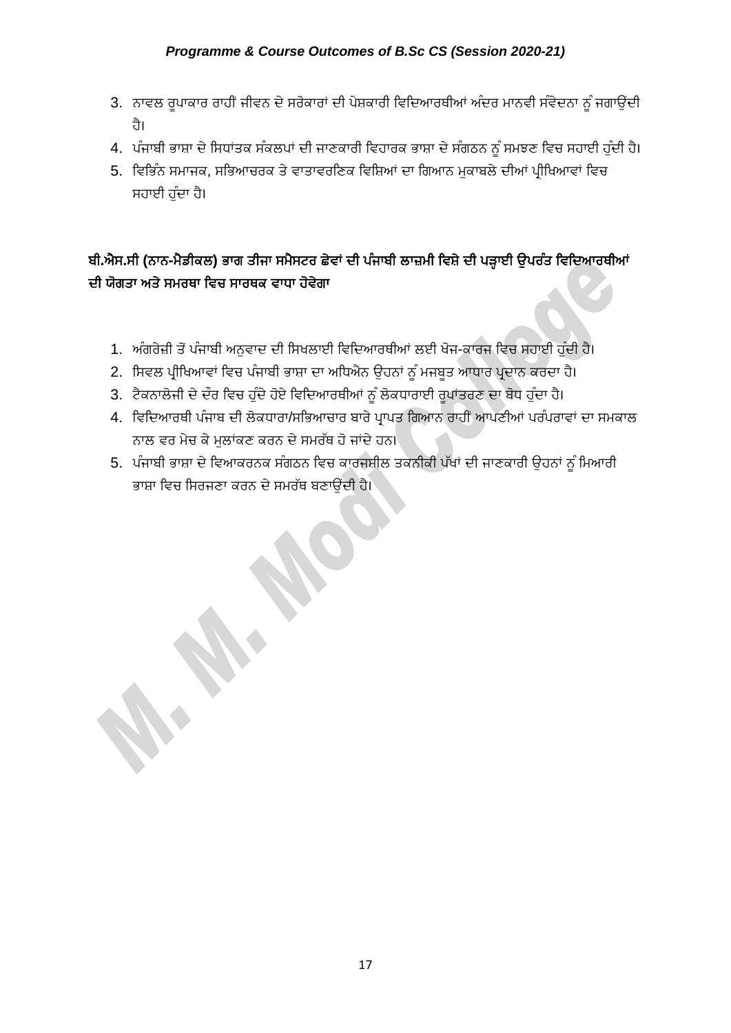3. ਨਾਵਲ ਰੂਪਾਕਾਰ ਰਾਹੀਂ ਜੀਵਨ ਦੇ ਸਰੋਕਾਰਾਂ ਦੀ ਪੇਸ਼ਕਾਰੀ ਵਿਦਿਆਰਥੀਆਂ ਅੰਦਰ ਮਾਨਵੀ ਸੰਵੇਦਨਾ ਨੂੰ ਜਗਾਉਂਦੀ ਹੈ।
4. ਪੰਜਾਬੀ ਭਾਸ਼ਾ ਦੇ ਸਿਧਾਂਤਕ ਸੰਕਲਪਾਂ ਦੀ ਜਾਣਕਾਰੀ ਵਿਹਾਰਕ ਭਾਸ਼ਾ ਦੇ ਸੰਗਠਨ ਨੂੰ ਸਮਝਣ ਵਿਚ ਸਹਾਈ ਹੁੰਦੀ ਹੈ।
5. ਵਿਭਿੰਨ ਸਮਾਜਕ, ਸਭਿਆਚਰਕ ਤੇ ਵਾਤਾਵਰਣਿਕ ਵਿਸ਼ਿਆਂ ਦਾ ਗਿਆਨ ਮੁਕਾਬਲੇ ਦੀਆਂ ਪ੍ਰੀਖਿਆਵਾਂ ਵਿਚ ਸਹਾਈ ਹੁੰਦਾ ਹੈ।

**ਬੀ.ਐਸ.ਸੀ (ਨਾਨ-ਮੈਡੀਕਲ) ਭਾਗ ਤੀਜਾ ਸਮੈਸਟਰ ਛੇਵਾਂ ਦੀ ਪੰਜਾਬੀ ਲਾਜ਼ਮੀ ਵਿਸ਼ੇ ਦੀ ਪੜ੍ਹਾਈ ਉਪਰੰਤ ਵਿਦਿਆਰਥੀਆਂ ਦੀ ਯੋਗਤਾ ਅਤੇ ਸਮਰਥਾ ਵਿਚ ਸਾਰਥਕ ਵਾਧਾ ਹੋਵੇਗਾ**

1. ਅੰਗਰੇਜ਼ੀ ਤੋਂ ਪੰਜਾਬੀ ਅਨੁਵਾਦ ਦੀ ਸਿਖਲਾਈ ਵਿਦਿਆਰਥੀਆਂ ਲਈ ਖੋਜ-ਕਾਰਜ ਵਿਚ ਸਹਾਈ ਹੁੰਦੀ ਹੈ।
2. ਸਿਵਲ ਪ੍ਰੀਖਿਆਵਾਂ ਵਿਚ ਪੰਜਾਬੀ ਭਾਸ਼ਾ ਦਾ ਅਧਿਐਨ ਉਹਨਾਂ ਨੂੰ ਮਜਬੂਤ ਆਧਾਰ ਪ੍ਰਦਾਨ ਕਰਦਾ ਹੈ।
3. ਟੈਕਨਾਲੋਜੀ ਦੇ ਦੌਰ ਵਿਚ ਹੁੰਦੇ ਹੋਏ ਵਿਦਿਆਰਥੀਆਂ ਨੂੰ ਲੋਕਧਾਰਾਈ ਰੂਪਾਂਤਰਣ ਦਾ ਬੋਧ ਹੁੰਦਾ ਹੈ।
4. ਵਿਦਿਆਰਥੀ ਪੰਜਾਬ ਦੀ ਲੋਕਧਾਰਾ/ਸਭਿਆਚਾਰ ਬਾਰੇ ਪ੍ਰਾਪਤ ਗਿਆਨ ਰਾਹੀਂ ਆਪਣੀਆਂ ਪਰੰਪਰਾਵਾਂ ਦਾ ਸਮਕਾਲ ਨਾਲ ਵਰ ਮੇਚ ਕੇ ਮੁਲਾਂਕਣ ਕਰਨ ਦੇ ਸਮਰੱਥ ਹੋ ਜਾਂਦੇ ਹਨ।
5. ਪੰਜਾਬੀ ਭਾਸ਼ਾ ਦੇ ਵਿਆਕਰਨਕ ਸੰਗਠਨ ਵਿਚ ਕਾਰਜਸ਼ੀਲ ਤਕਨੀਕੀ ਪੱਖਾਂ ਦੀ ਜਾਣਕਾਰੀ ਉਹਨਾਂ ਨੂੰ ਮਿਆਰੀ ਭਾਸ਼ਾ ਵਿਚ ਸਿਰਜਣਾ ਕਰਨ ਦੇ ਸਮਰੱਥ ਬਣਾਉਂਦੀ ਹੈ।